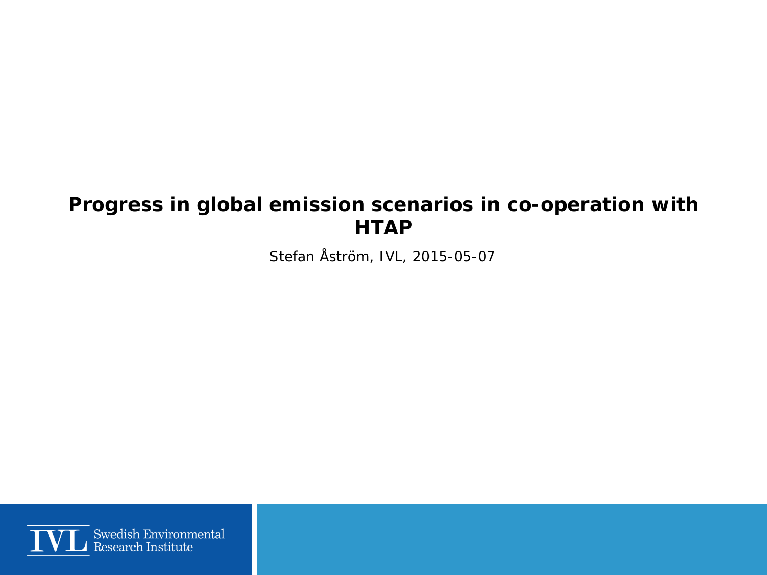# Progress in global emission scenarios in co-operation with HTAP

Stefan Åström, IVL, 2015-05-07

IVL Swedish Environmental Research Institute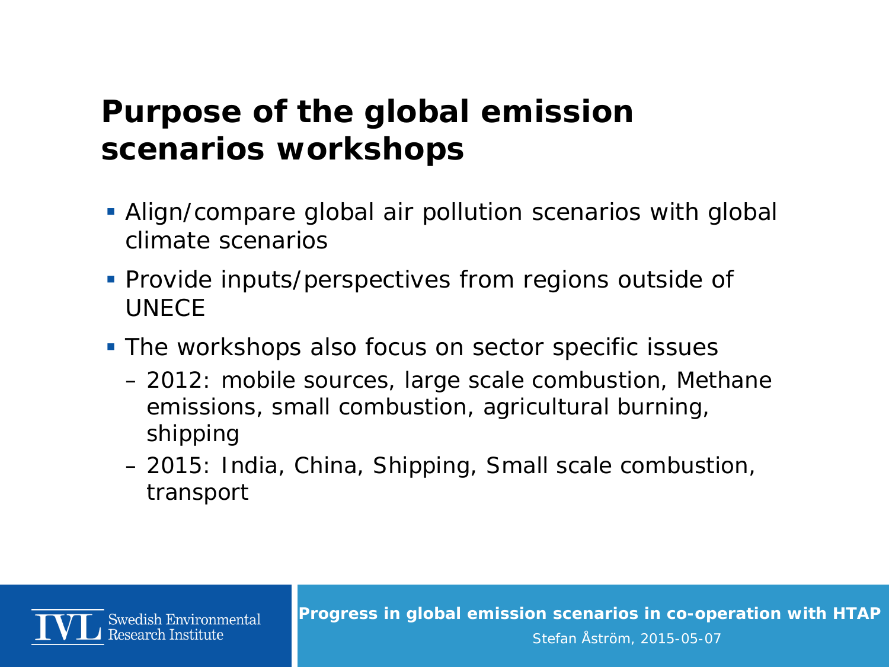# Purpose of the global emission scenarios workshops

- Align/compare global air pollution scenarios with global climate scenarios
- Provide inputs/perspectives from regions outside of UNECE
- The workshops also focus on sector specific issues
  - 2012: mobile sources, large scale combustion, Methane emissions, small combustion, agricultural burning, shipping
  - 2015: India, China, Shipping, Small scale combustion, transport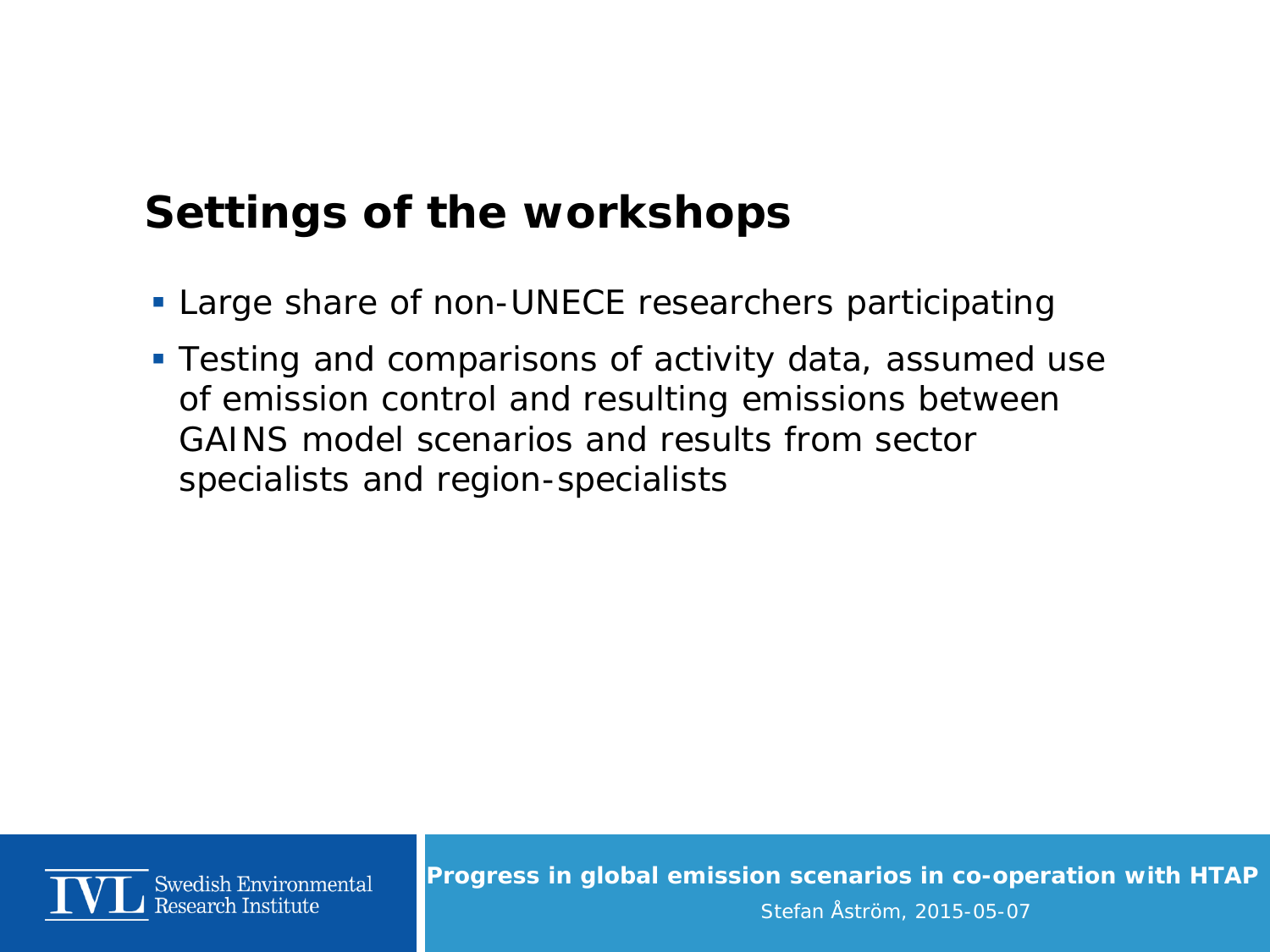## Settings of the workshops

- Large share of non-UNECE researchers participating
- Testing and comparisons of activity data, assumed use of emission control and resulting emissions between GAINS model scenarios and results from sector specialists and region-specialists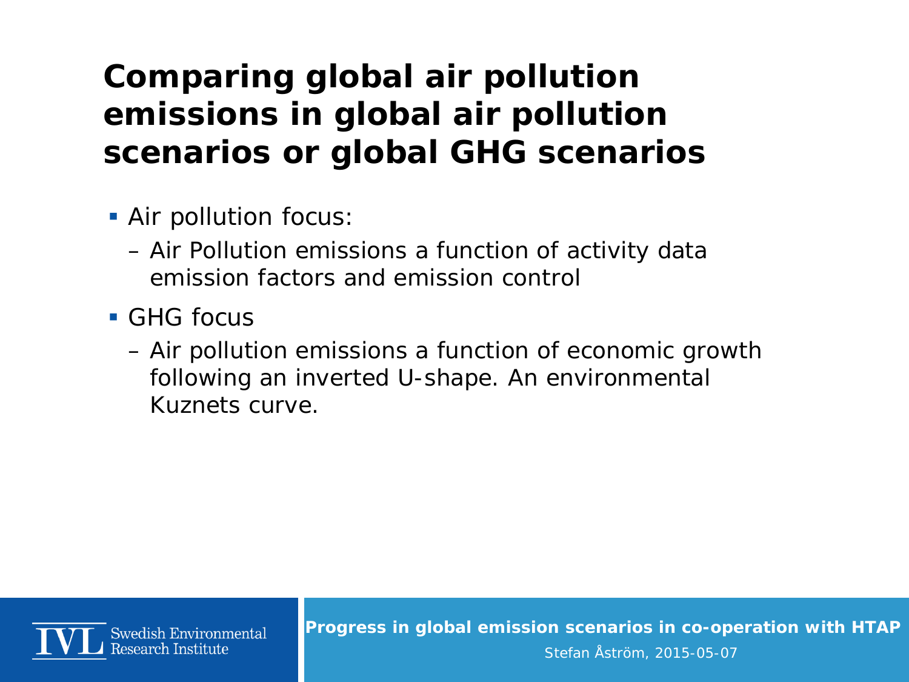# Comparing global air pollution emissions in global air pollution scenarios or global GHG scenarios

- Air pollution focus:
  - Air Pollution emissions a function of activity data emission factors and emission control
- GHG focus
  - Air pollution emissions a function of economic growth following an inverted U-shape. An environmental Kuznets curve.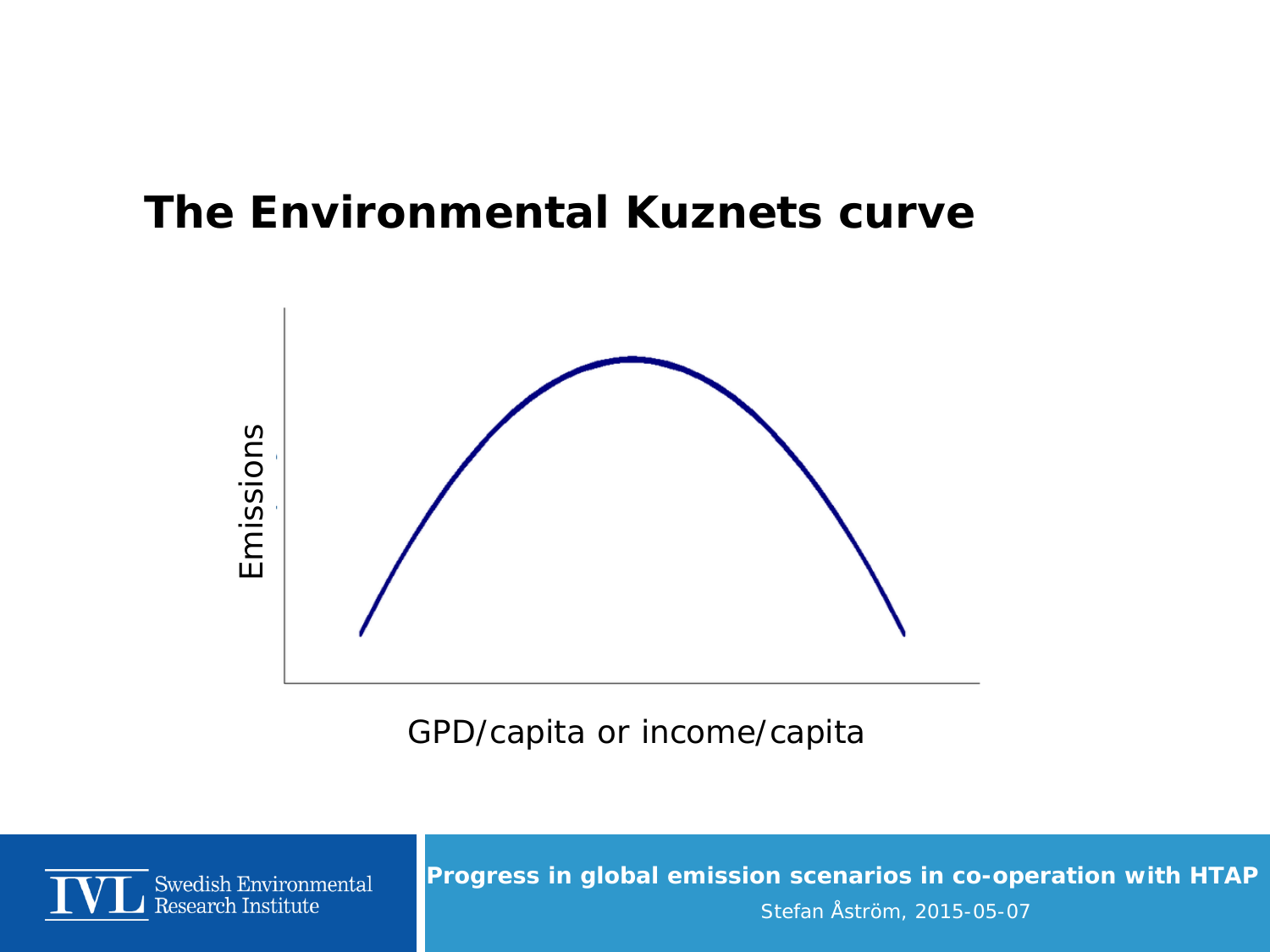# The Environmental Kuznets curve

Emissions

GPD/capita or income/capita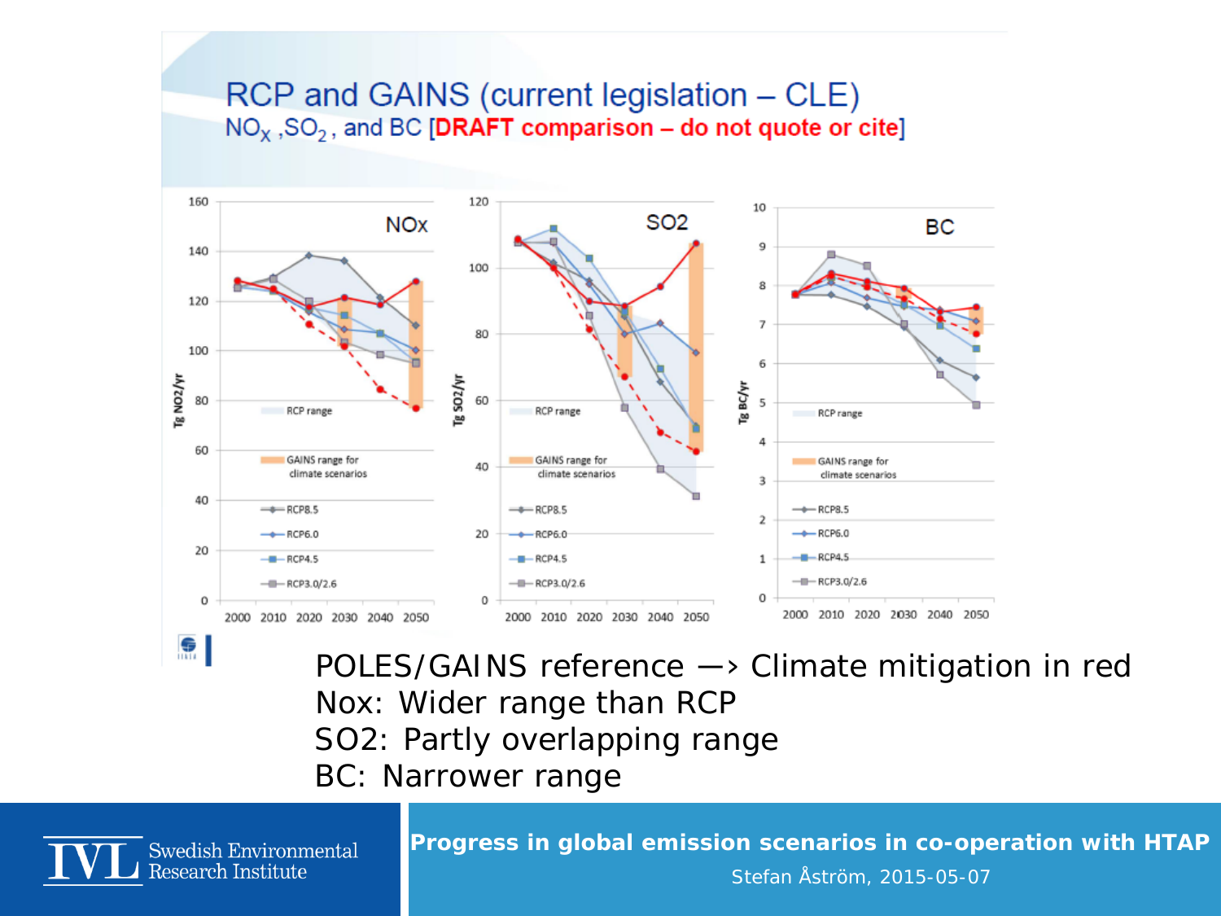# RCP and GAINS (current legislation – CLE)

## $NO_X$, $SO_2$, and BC [**DRAFT comparison – do not quote or cite**]

POLES/GAINS reference —› Climate mitigation in red
Nox: Wider range than RCP
SO2: Partly overlapping range
BC: Narrower range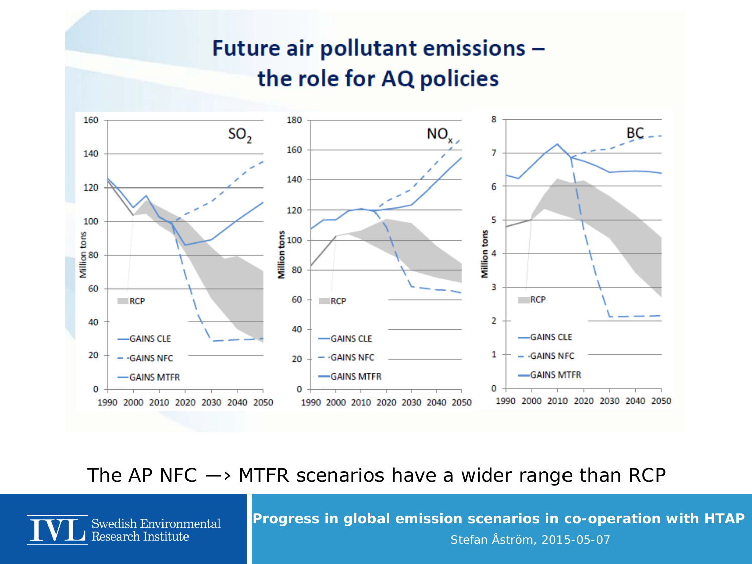# Future air pollutant emissions – the role for AQ policies

The AP NFC —› MTFR scenarios have a wider range than RCP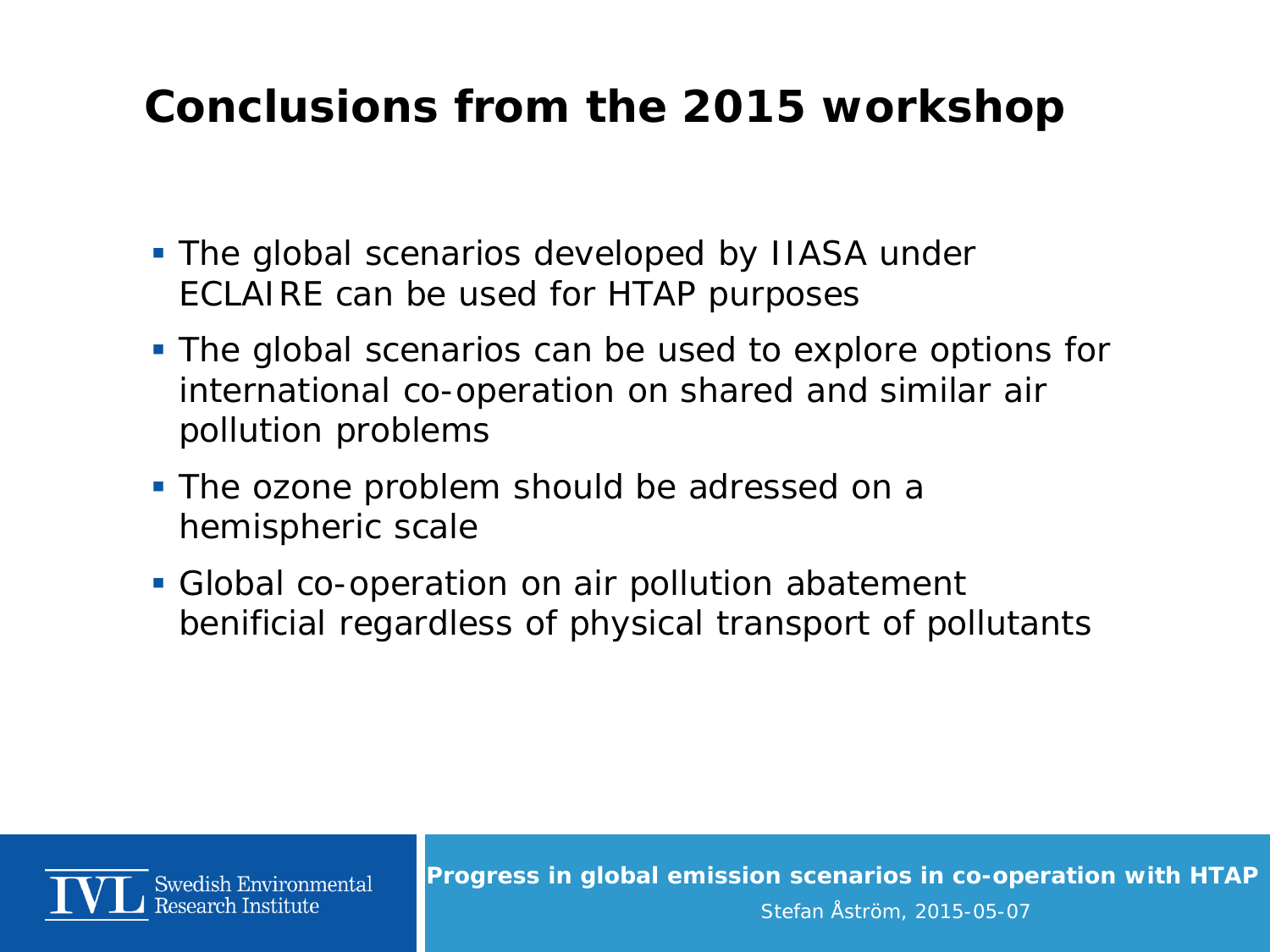# Conclusions from the 2015 workshop

- The global scenarios developed by IIASA under ECLAIRE can be used for HTAP purposes
- The global scenarios can be used to explore options for international co-operation on shared and similar air pollution problems
- The ozone problem should be adressed on a hemispheric scale
- Global co-operation on air pollution abatement benificial regardless of physical transport of pollutants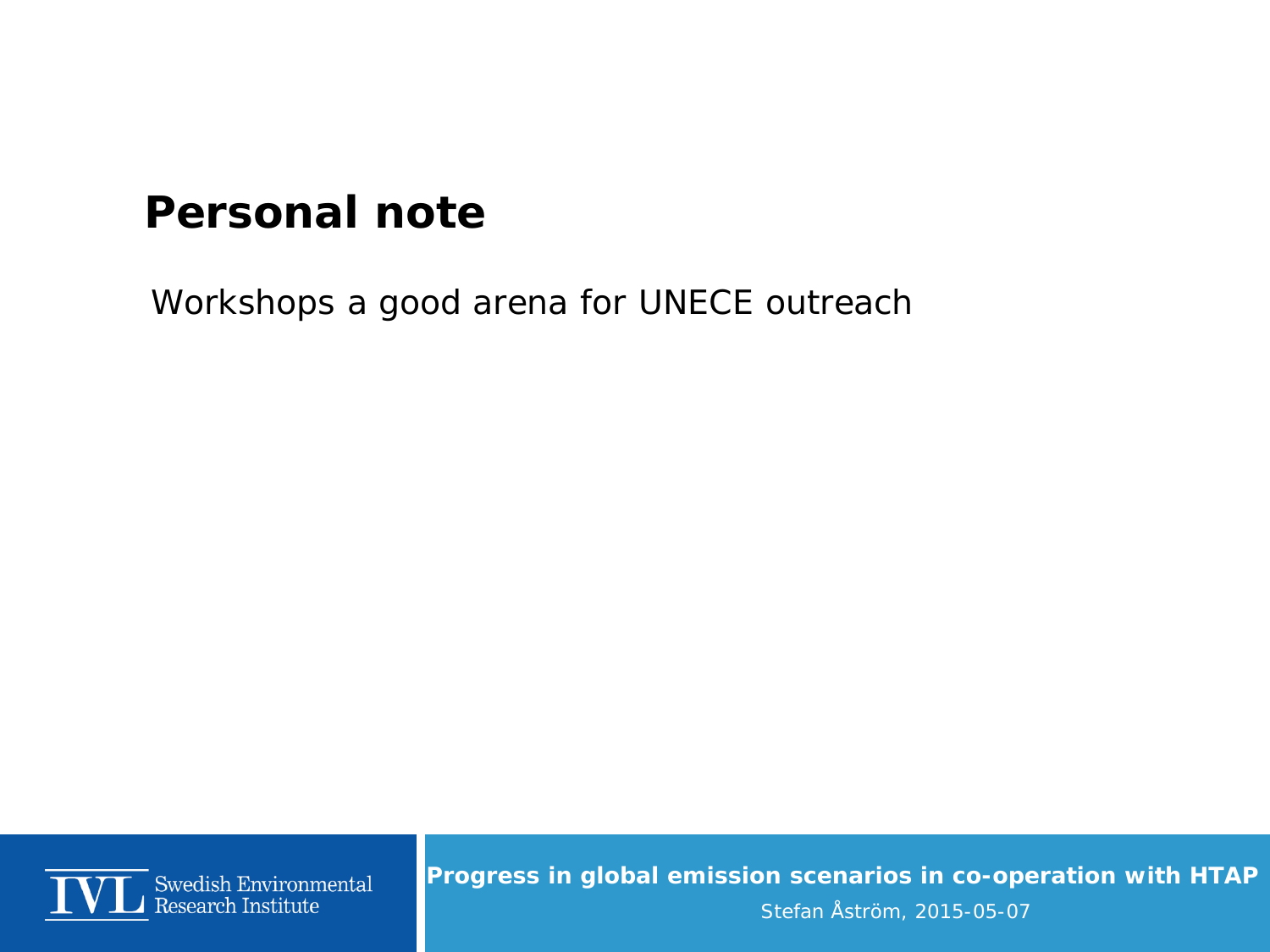# Personal note

Workshops a good arena for UNECE outreach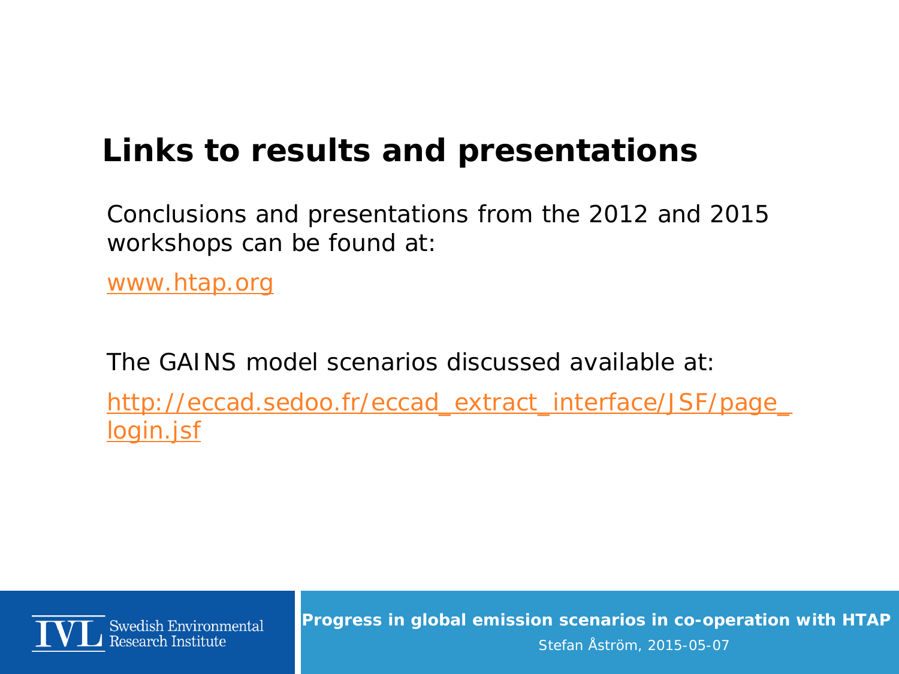# Links to results and presentations

Conclusions and presentations from the 2012 and 2015 workshops can be found at:

www.htap.org

The GAINS model scenarios discussed available at:

http://eccad.sedoo.fr/eccad_extract_interface/JSF/page_login.jsf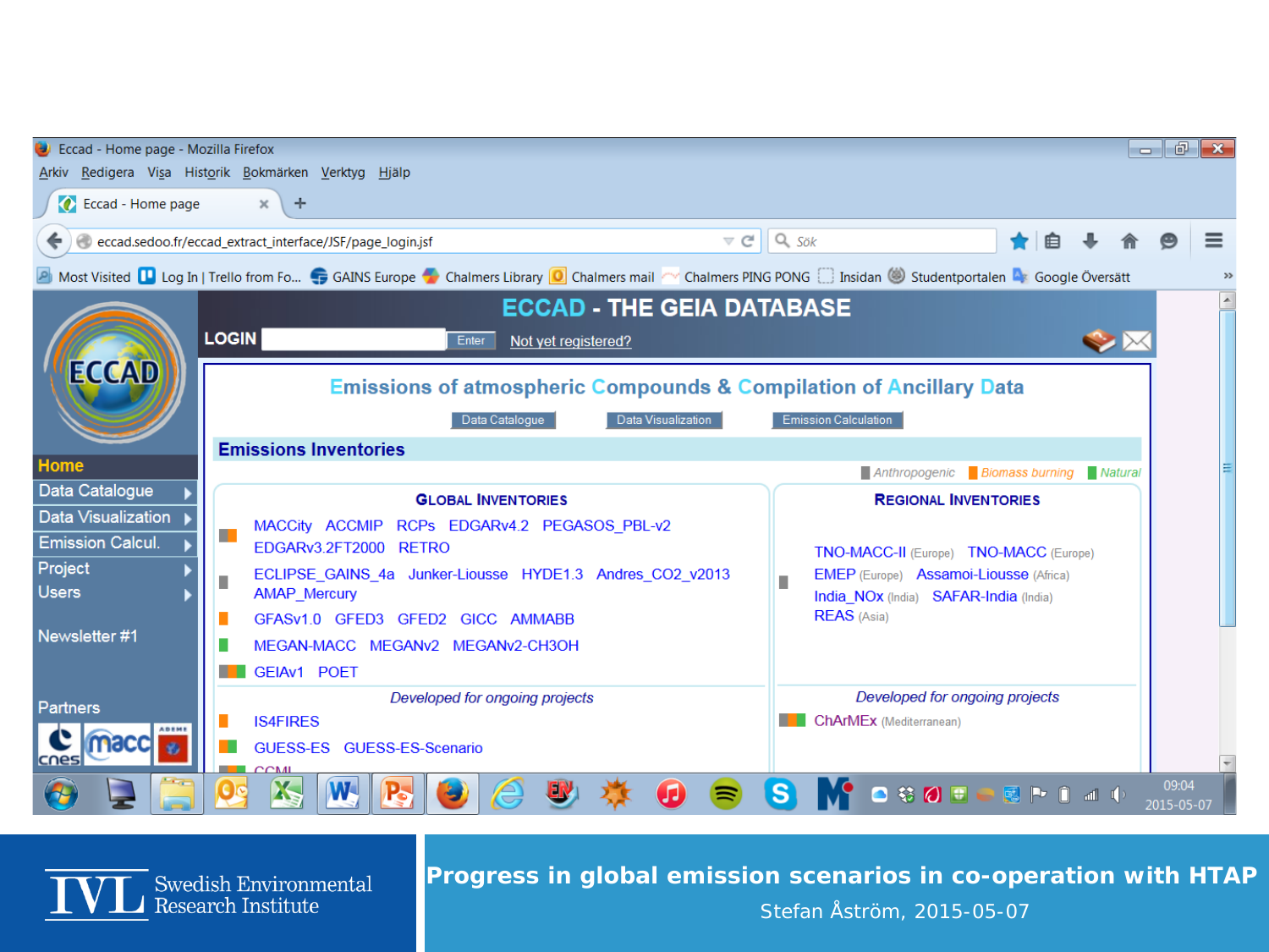# ECCAD - THE GEIA DATABASE

LOGIN | Enter | Not yet registered?

## Emissions of atmospheric Compounds & Compilation of Ancillary Data

Data Catalogue | Data Visualization | Emission Calculation

### Emissions Inventories

Anthropogenic | Biomass burning | Natural

#### GLOBAL INVENTORIES

- MACCity ACCMIP RCPs EDGARv4.2 PEGASOS_PBL-v2 EDGARv3.2FT2000 RETRO
- ECLIPSE_GAINS_4a Junker-Liousse HYDE1.3 Andres_CO2_v2013 AMAP_Mercury
- GFASv1.0 GFED3 GFED2 GICC AMMABB
- MEGAN-MACC MEGANv2 MEGANv2-CH3OH
- GEIAv1 POET

*Developed for ongoing projects*

- IS4FIRES
- GUESS-ES GUESS-ES-Scenario
- CCMI

#### REGIONAL INVENTORIES

- TNO-MACC-II (Europe) TNO-MACC (Europe) EMEP (Europe) Assamoi-Liousse (Africa) India_NOx (India) SAFAR-India (India) REAS (Asia)

*Developed for ongoing projects*

- ChArMEx (Mediterranean)

Home
Data Catalogue
Data Visualization
Emission Calcul.
Project
Users

Newsletter #1

Partners

Progress in global emission scenarios in co-operation with HTAP

Stefan Åström, 2015-05-07

IVL Swedish Environmental Research Institute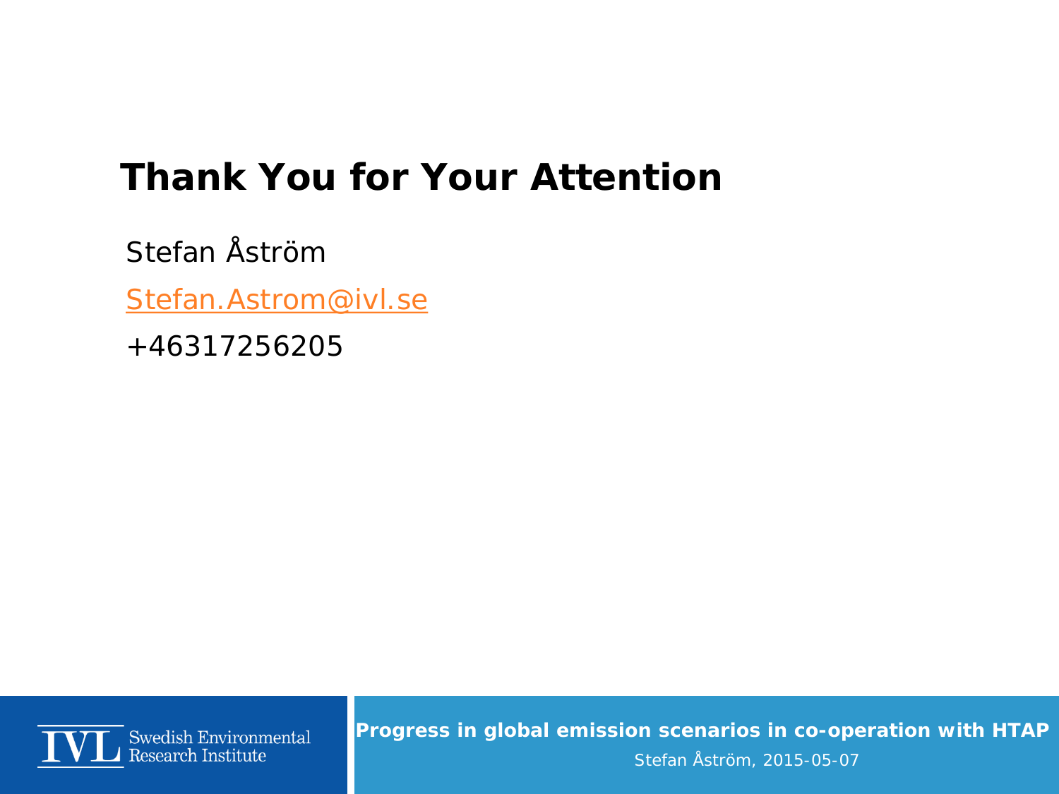# Thank You for Your Attention

Stefan Åström

Stefan.Astrom@ivl.se

+46317256205